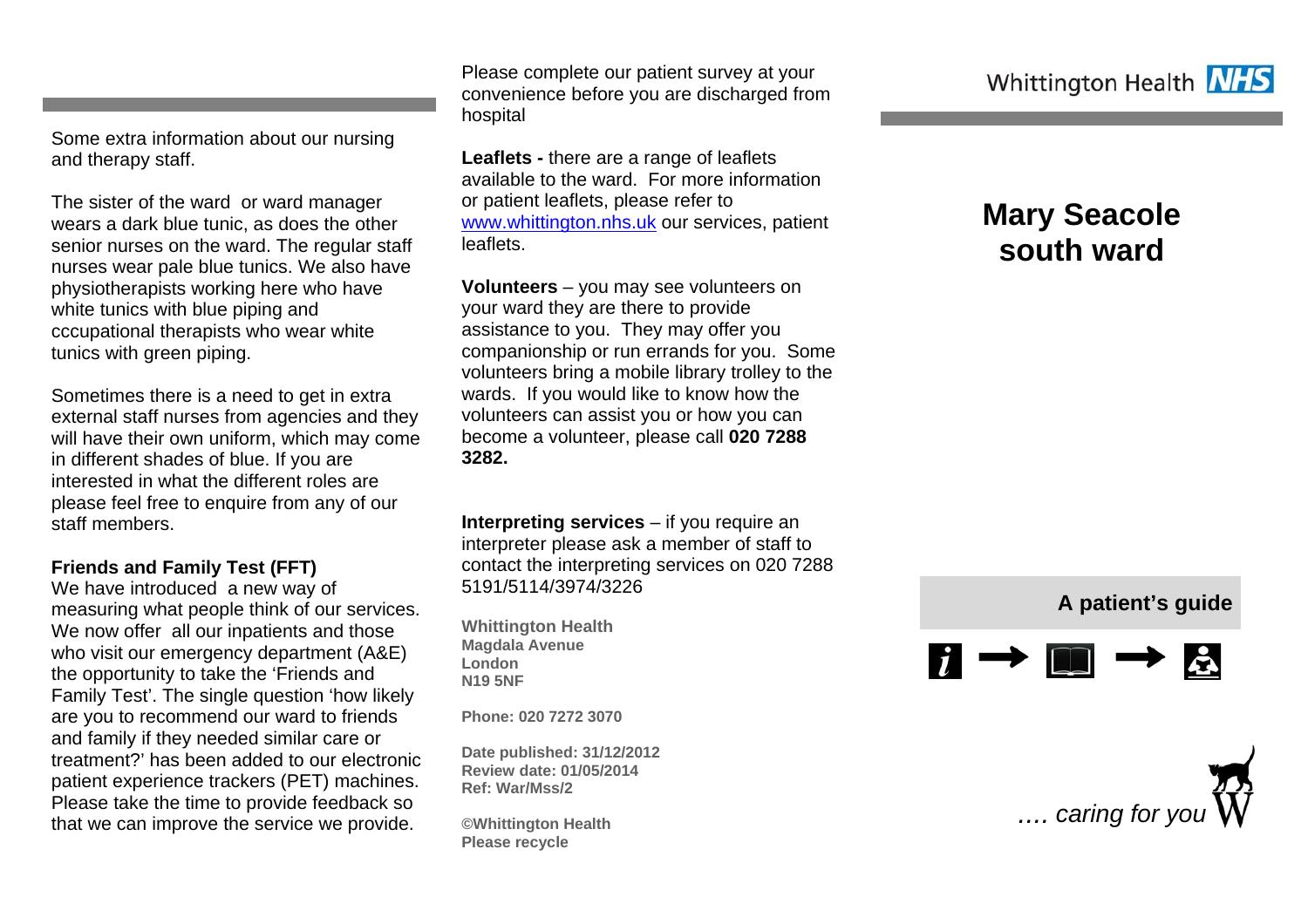Some extra information about our nursing and therapy staff.

The sister of the ward or ward manager wears a dark blue tunic, as does the other senior nurses on the ward. The regular staff nurses wear pale blue tunics. We also have physiotherapists working here who have white tunics with blue piping and cccupational therapists who wear white tunics with green piping.

Sometimes there is a need to get in extra external staff nurses from agencies and they will have their own uniform, which may come in different shades of blue. If you are interested in what the different roles are please feel free to enquire from any of our staff members.

**Friends and Family Test (FFT)**
We have introduced a new way of measuring what people think of our services. We now offer all our inpatients and those who visit our emergency department (A&E) the opportunity to take the 'Friends and Family Test'. The single question 'how likely are you to recommend our ward to friends and family if they needed similar care or treatment?' has been added to our electronic patient experience trackers (PET) machines. Please take the time to provide feedback so that we can improve the service we provide.

Please complete our patient survey at your convenience before you are discharged from hospital

**Leaflets -** there are a range of leaflets available to the ward. For more information or patient leaflets, please refer to www.whittington.nhs.uk our services, patient leaflets.

**Volunteers** – you may see volunteers on your ward they are there to provide assistance to you. They may offer you companionship or run errands for you. Some volunteers bring a mobile library trolley to the wards. If you would like to know how the volunteers can assist you or how you can become a volunteer, please call **020 7288 3282.**

**Interpreting services** – if you require an interpreter please ask a member of staff to contact the interpreting services on 020 7288 5191/5114/3974/3226

**Whittington Health**
**Magdala Avenue**
**London**
**N19 5NF**

**Phone: 020 7272 3070**

**Date published: 31/12/2012**
**Review date: 01/05/2014**
**Ref: War/Mss/2**

**©Whittington Health**
**Please recycle**

Whittington Health NHS

# Mary Seacole south ward

**A patient's guide**

*.... caring for you*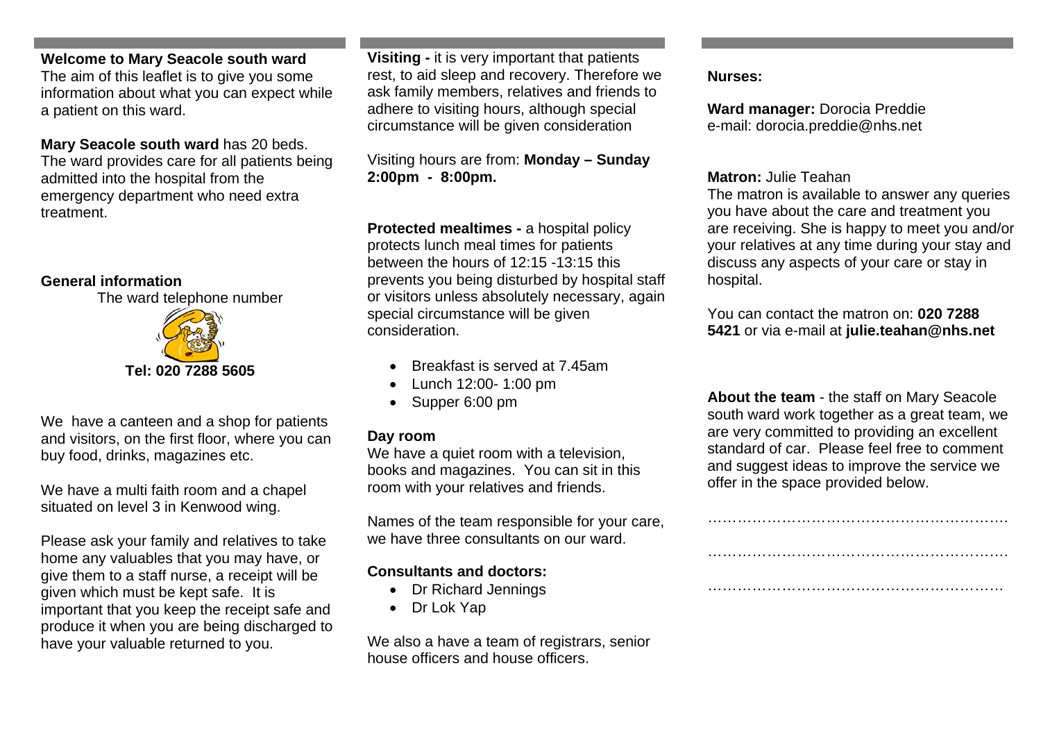**Welcome to Mary Seacole south ward**

The aim of this leaflet is to give you some information about what you can expect while a patient on this ward.

**Mary Seacole south ward** has 20 beds. The ward provides care for all patients being admitted into the hospital from the emergency department who need extra treatment.

**General information**

The ward telephone number

**Tel: 020 7288 5605**

We have a canteen and a shop for patients and visitors, on the first floor, where you can buy food, drinks, magazines etc.

We have a multi faith room and a chapel situated on level 3 in Kenwood wing.

Please ask your family and relatives to take home any valuables that you may have, or give them to a staff nurse, a receipt will be given which must be kept safe. It is important that you keep the receipt safe and produce it when you are being discharged to have your valuable returned to you.

**Visiting -** it is very important that patients rest, to aid sleep and recovery. Therefore we ask family members, relatives and friends to adhere to visiting hours, although special circumstance will be given consideration

Visiting hours are from: **Monday – Sunday 2:00pm - 8:00pm.**

**Protected mealtimes -** a hospital policy protects lunch meal times for patients between the hours of 12:15 -13:15 this prevents you being disturbed by hospital staff or visitors unless absolutely necessary, again special circumstance will be given consideration.

- Breakfast is served at 7.45am
- Lunch 12:00- 1:00 pm
- Supper 6:00 pm

**Day room**

We have a quiet room with a television, books and magazines. You can sit in this room with your relatives and friends.

Names of the team responsible for your care, we have three consultants on our ward.

**Consultants and doctors:**

- Dr Richard Jennings
- Dr Lok Yap

We also a have a team of registrars, senior house officers and house officers.

**Nurses:**

**Ward manager:** Dorocia Preddie
e-mail: dorocia.preddie@nhs.net

**Matron:** Julie Teahan

The matron is available to answer any queries you have about the care and treatment you are receiving. She is happy to meet you and/or your relatives at any time during your stay and discuss any aspects of your care or stay in hospital.

You can contact the matron on: **020 7288 5421** or via e-mail at **julie.teahan@nhs.net**

**About the team** - the staff on Mary Seacole south ward work together as a great team, we are very committed to providing an excellent standard of car. Please feel free to comment and suggest ideas to improve the service we offer in the space provided below.

…………………………………………………….

…………………………………………………….

……………………………………………………